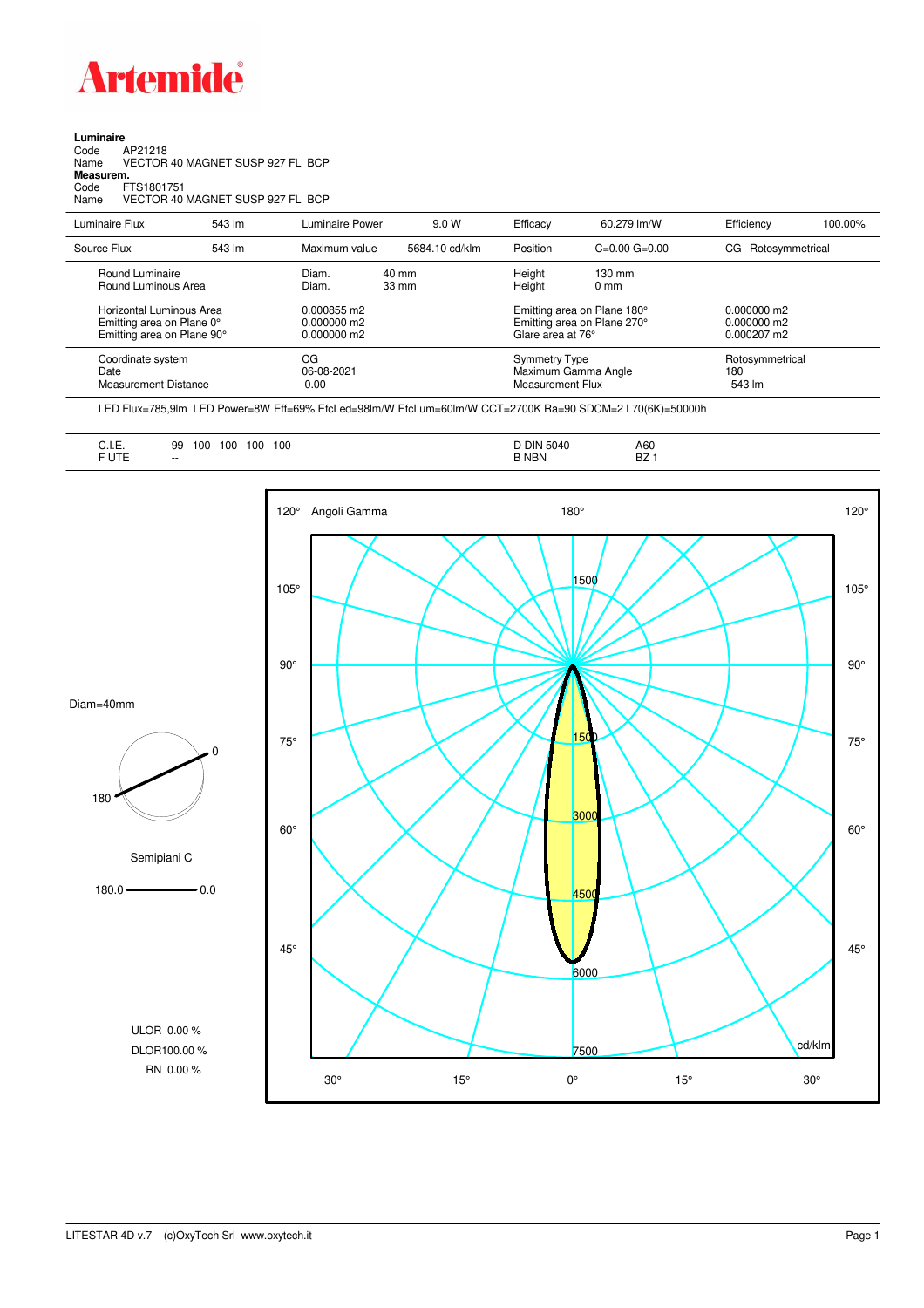# Artemide

**Luminaire**
Code AP21218
Name VECTOR 40 MAGNET SUSP 927 FL BCP
**Measurem.**
Code FTS1801751
Name VECTOR 40 MAGNET SUSP 927 FL BCP

| | | | | | | | |
|---|---|---|---|---|---|---|---|
| Luminaire Flux | 543 lm | Luminaire Power | 9.0 W | Efficacy | 60.279 lm/W | Efficiency | 100.00% |
| Source Flux | 543 lm | Maximum value | 5684.10 cd/klm | Position | C=0.00 G=0.00 | CG Rotosymmetrical | |

| | | | | | |
|---|---|---|---|---|---|
| Round Luminaire | Diam. | 40 mm | Height | 130 mm | |
| Round Luminous Area | Diam. | 33 mm | Height | 0 mm | |
| Horizontal Luminous Area | 0.000855 m2 | | Emitting area on Plane 180° | | 0.000000 m2 |
| Emitting area on Plane 0° | 0.000000 m2 | | Emitting area on Plane 270° | | 0.000000 m2 |
| Emitting area on Plane 90° | 0.000000 m2 | | Glare area at 76° | | 0.000207 m2 |

| | | | |
|---|---|---|---|
| Coordinate system | CG | Symmetry Type | Rotosymmetrical |
| Date | 06-08-2021 | Maximum Gamma Angle | 180 |
| Measurement Distance | 0.00 | Measurement Flux | 543 lm |

LED Flux=785,9lm LED Power=8W Eff=69% EfcLed=98lm/W EfcLum=60lm/W CCT=2700K Ra=90 SDCM=2 L70(6K)=50000h

| | | | |
|---|---|---|---|
| C.I.E. | 99 100 100 100 100 | D DIN 5040 | A60 |
| F UTE | -- | B NBN | BZ 1 |

Diam=40mm

Semipiani C

180.0 — 0.0

ULOR 0.00 %
DLOR100.00 %
RN 0.00 %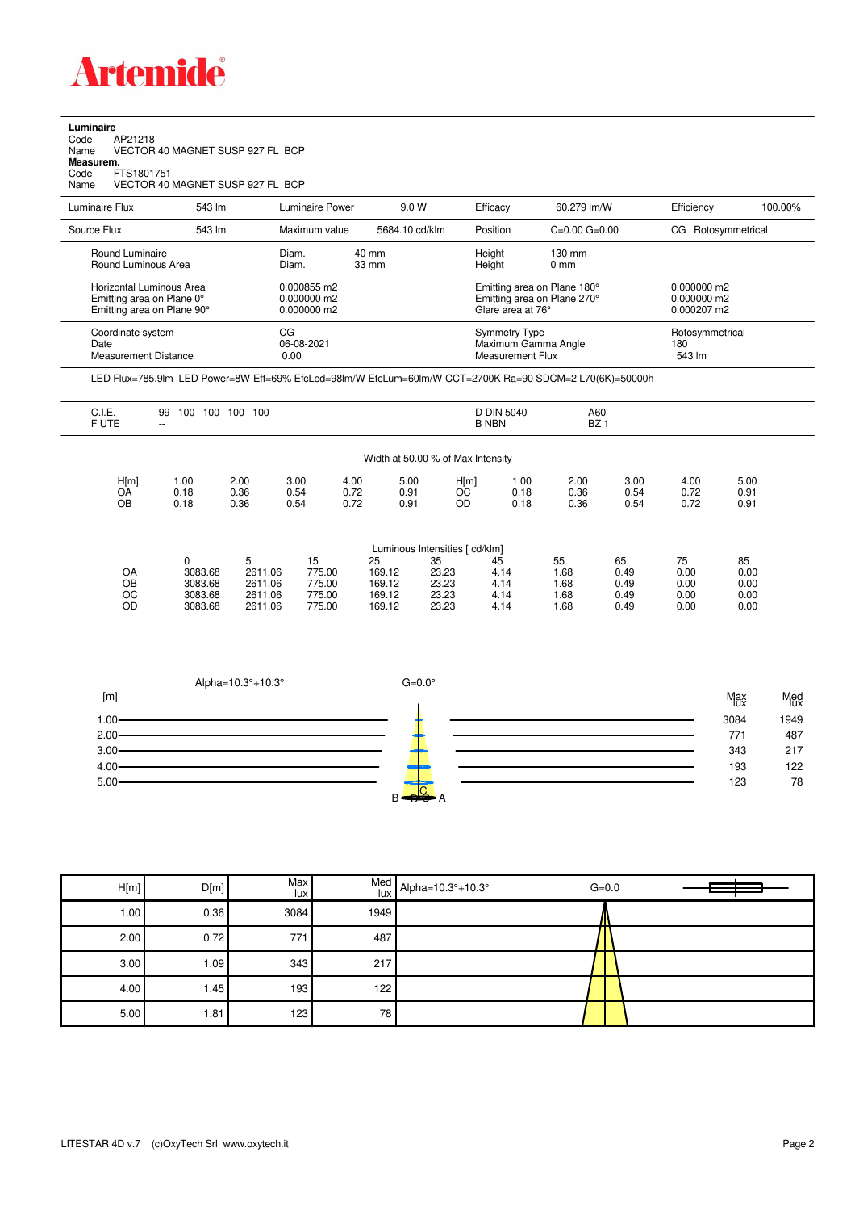Artemide

**Luminaire**
Code AP21218
Name VECTOR 40 MAGNET SUSP 927 FL BCP
**Measurem.**
Code FTS1801751
Name VECTOR 40 MAGNET SUSP 927 FL BCP

| | | | | | | | |
|---|---|---|---|---|---|---|---|
| Luminaire Flux | 543 lm | Luminaire Power | 9.0 W | Efficacy | 60.279 lm/W | Efficiency | 100.00% |
| Source Flux | 543 lm | Maximum value | 5684.10 cd/klm | Position | C=0.00 G=0.00 | CG Rotosymmetrical | |

| | | | | | |
|---|---|---|---|---|---|
| Round Luminaire | Diam. | 40 mm | Height | 130 mm | |
| Round Luminous Area | Diam. | 33 mm | Height | 0 mm | |
| Horizontal Luminous Area | 0.000855 m2 | | Emitting area on Plane 180° | 0.000000 m2 | |
| Emitting area on Plane 0° | 0.000000 m2 | | Emitting area on Plane 270° | 0.000000 m2 | |
| Emitting area on Plane 90° | 0.000000 m2 | | Glare area at 76° | 0.000207 m2 | |

| | | | |
|---|---|---|---|
| Coordinate system | CG | Symmetry Type | Rotosymmetrical |
| Date | 06-08-2021 | Maximum Gamma Angle | 180 |
| Measurement Distance | 0.00 | Measurement Flux | 543 lm |

LED Flux=785,9lm LED Power=8W Eff=69% EfcLed=98lm/W EfcLum=60lm/W CCT=2700K Ra=90 SDCM=2 L70(6K)=50000h

| | | | |
|---|---|---|---|
| C.I.E. | 99 100 100 100 100 | D DIN 5040 | A60 |
| F UTE | -- | B NBN | BZ 1 |

Width at 50.00 % of Max Intensity

| H[m] | 1.00 | 2.00 | 3.00 | 4.00 | 5.00 | H[m] | 1.00 | 2.00 | 3.00 | 4.00 | 5.00 |
|---|---|---|---|---|---|---|---|---|---|---|---|
| OA | 0.18 | 0.36 | 0.54 | 0.72 | 0.91 | OC | 0.18 | 0.36 | 0.54 | 0.72 | 0.91 |
| OB | 0.18 | 0.36 | 0.54 | 0.72 | 0.91 | OD | 0.18 | 0.36 | 0.54 | 0.72 | 0.91 |

Luminous Intensities [ cd/klm]

| | 0 | 5 | 15 | 25 | 35 | 45 | 55 | 65 | 75 | 85 |
|---|---|---|---|---|---|---|---|---|---|---|
| OA | 3083.68 | 2611.06 | 775.00 | 169.12 | 23.23 | 4.14 | 1.68 | 0.49 | 0.00 | 0.00 |
| OB | 3083.68 | 2611.06 | 775.00 | 169.12 | 23.23 | 4.14 | 1.68 | 0.49 | 0.00 | 0.00 |
| OC | 3083.68 | 2611.06 | 775.00 | 169.12 | 23.23 | 4.14 | 1.68 | 0.49 | 0.00 | 0.00 |
| OD | 3083.68 | 2611.06 | 775.00 | 169.12 | 23.23 | 4.14 | 1.68 | 0.49 | 0.00 | 0.00 |

Alpha=10.3°+10.3°
G=0.0°
[m]
Max lux
Med lux
1.00 3084 1949
2.00 771 487
3.00 343 217
4.00 193 122
5.00 123 78
B D C A

| H[m] | D[m] | Max lux | Med lux | Alpha=10.3°+10.3° G=0.0 |
|---|---|---|---|---|
| 1.00 | 0.36 | 3084 | 1949 | |
| 2.00 | 0.72 | 771 | 487 | |
| 3.00 | 1.09 | 343 | 217 | |
| 4.00 | 1.45 | 193 | 122 | |
| 5.00 | 1.81 | 123 | 78 | |

LITESTAR 4D v.7 (c)OxyTech Srl www.oxytech.it